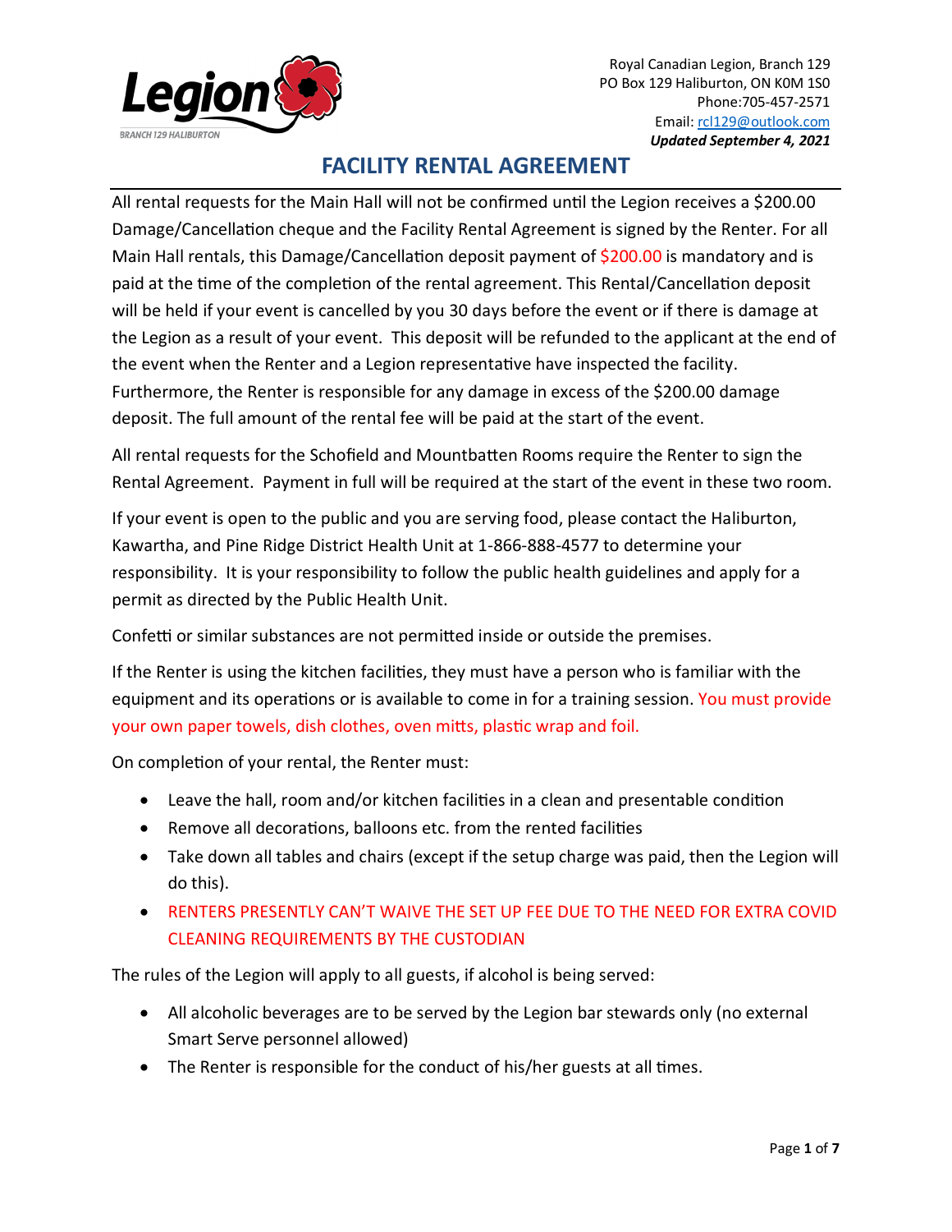Royal Canadian Legion, Branch 129
PO Box 129 Haliburton, ON K0M 1S0
Phone:705-457-2571
Email: rcl129@outlook.com
***Updated September 4, 2021***

# FACILITY RENTAL AGREEMENT

All rental requests for the Main Hall will not be confirmed until the Legion receives a $200.00 Damage/Cancellation cheque and the Facility Rental Agreement is signed by the Renter. For all Main Hall rentals, this Damage/Cancellation deposit payment of $200.00 is mandatory and is paid at the time of the completion of the rental agreement. This Rental/Cancellation deposit will be held if your event is cancelled by you 30 days before the event or if there is damage at the Legion as a result of your event. This deposit will be refunded to the applicant at the end of the event when the Renter and a Legion representative have inspected the facility. Furthermore, the Renter is responsible for any damage in excess of the $200.00 damage deposit. The full amount of the rental fee will be paid at the start of the event.

All rental requests for the Schofield and Mountbatten Rooms require the Renter to sign the Rental Agreement. Payment in full will be required at the start of the event in these two room.

If your event is open to the public and you are serving food, please contact the Haliburton, Kawartha, and Pine Ridge District Health Unit at 1-866-888-4577 to determine your responsibility. It is your responsibility to follow the public health guidelines and apply for a permit as directed by the Public Health Unit.

Confetti or similar substances are not permitted inside or outside the premises.

If the Renter is using the kitchen facilities, they must have a person who is familiar with the equipment and its operations or is available to come in for a training session. You must provide your own paper towels, dish clothes, oven mitts, plastic wrap and foil.

On completion of your rental, the Renter must:

- Leave the hall, room and/or kitchen facilities in a clean and presentable condition
- Remove all decorations, balloons etc. from the rented facilities
- Take down all tables and chairs (except if the setup charge was paid, then the Legion will do this).
- RENTERS PRESENTLY CAN'T WAIVE THE SET UP FEE DUE TO THE NEED FOR EXTRA COVID CLEANING REQUIREMENTS BY THE CUSTODIAN

The rules of the Legion will apply to all guests, if alcohol is being served:

- All alcoholic beverages are to be served by the Legion bar stewards only (no external Smart Serve personnel allowed)
- The Renter is responsible for the conduct of his/her guests at all times.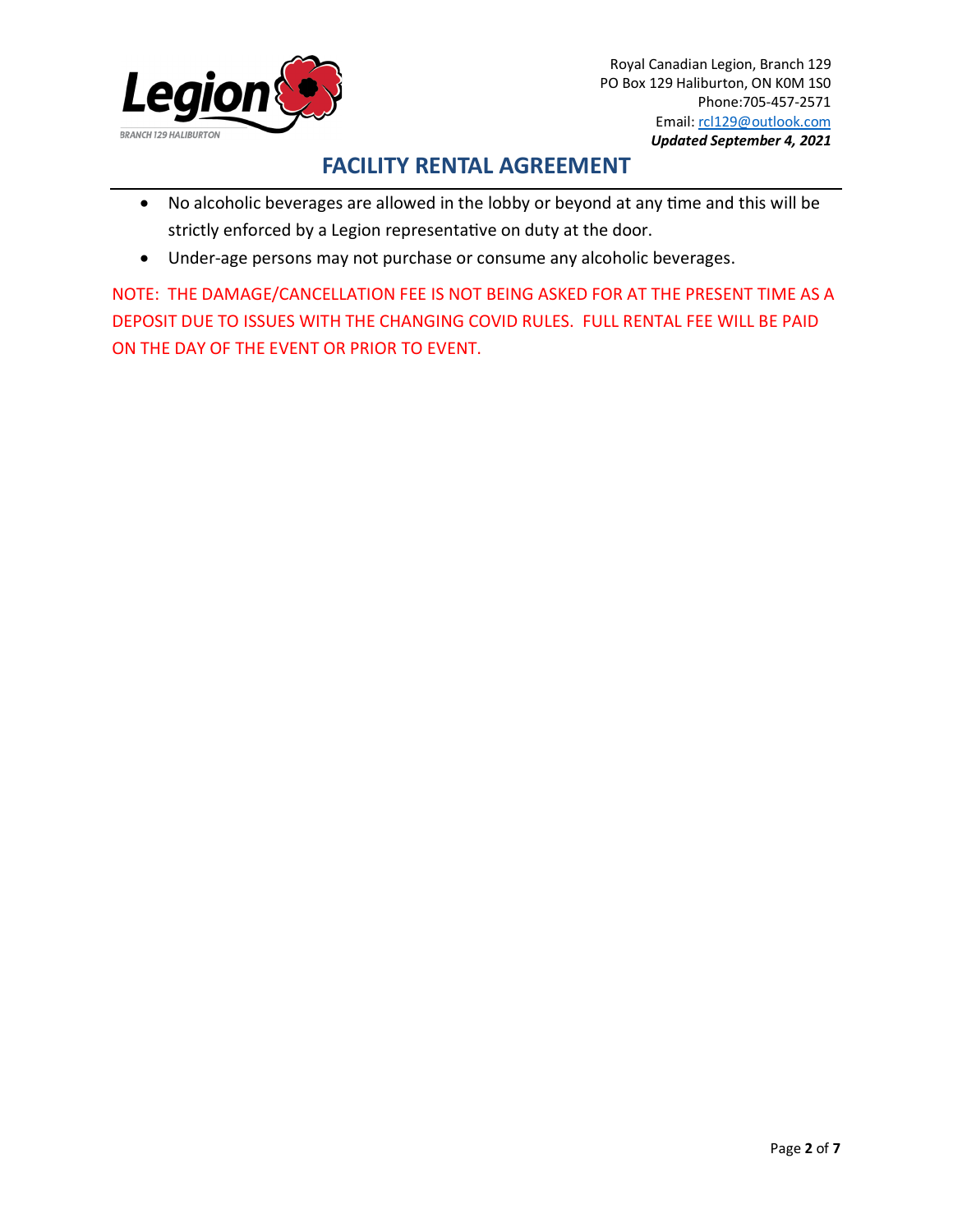- No alcoholic beverages are allowed in the lobby or beyond at any time and this will be strictly enforced by a Legion representative on duty at the door.
- Under-age persons may not purchase or consume any alcoholic beverages.

NOTE: THE DAMAGE/CANCELLATION FEE IS NOT BEING ASKED FOR AT THE PRESENT TIME AS A DEPOSIT DUE TO ISSUES WITH THE CHANGING COVID RULES. FULL RENTAL FEE WILL BE PAID ON THE DAY OF THE EVENT OR PRIOR TO EVENT.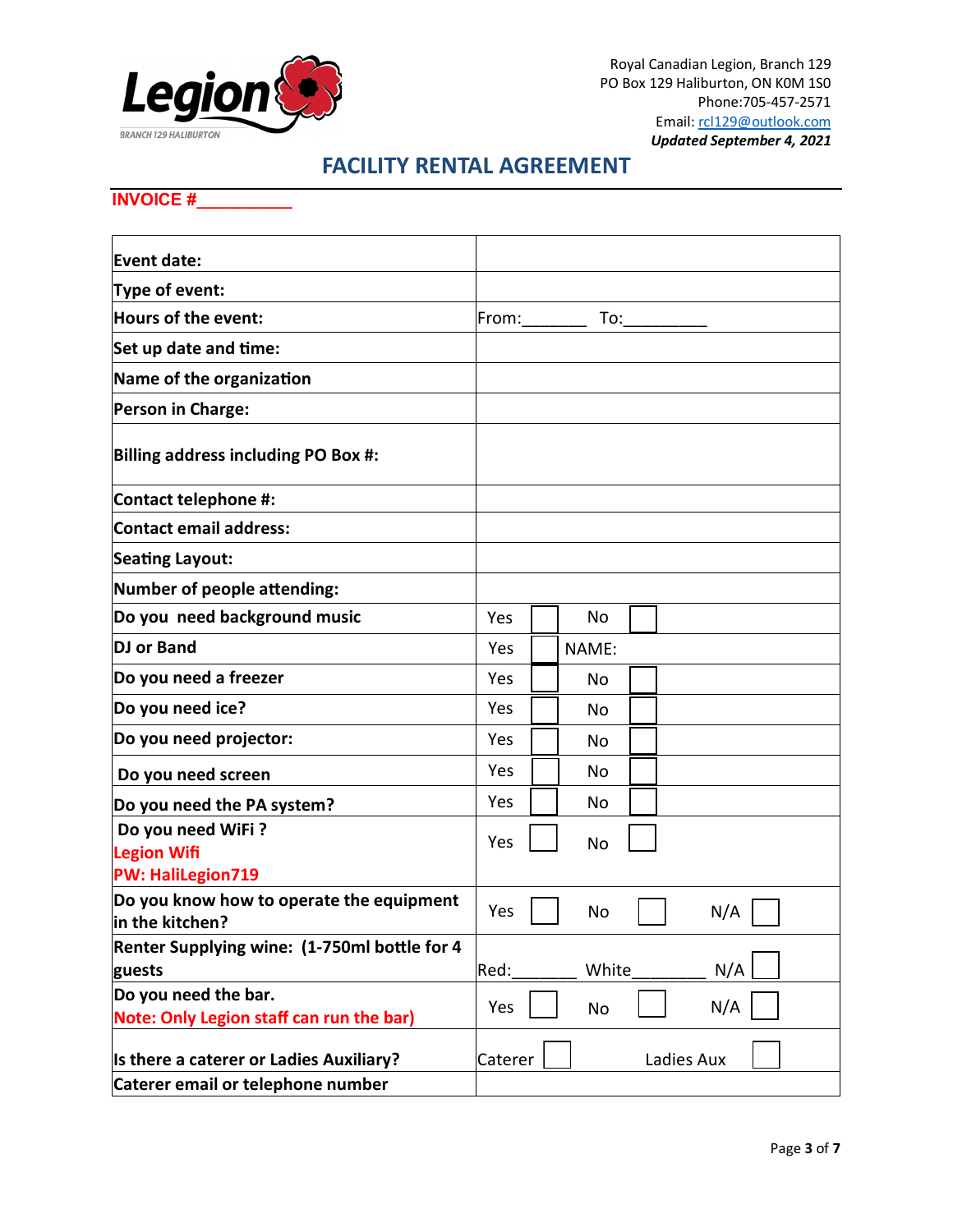Legion
BRANCH 129 HALIBURTON

Royal Canadian Legion, Branch 129
PO Box 129 Haliburton, ON K0M 1S0
Phone:705-457-2571
Email: rcl129@outlook.com
***Updated September 4, 2021***

# FACILITY RENTAL AGREEMENT

**INVOICE #__________**

| | |
|---|---|
| **Event date:** | |
| **Type of event:** | |
| **Hours of the event:** | From:_______ To:_________ |
| **Set up date and time:** | |
| **Name of the organization** | |
| **Person in Charge:** | |
| **Billing address including PO Box #:** | |
| **Contact telephone #:** | |
| **Contact email address:** | |
| **Seating Layout:** | |
| **Number of people attending:** | |
| **Do you need background music** | Yes ☐ No ☐ |
| **DJ or Band** | Yes ☐ NAME: |
| **Do you need a freezer** | Yes ☐ No ☐ |
| **Do you need ice?** | Yes ☐ No ☐ |
| **Do you need projector:** | Yes ☐ No ☐ |
| **Do you need screen** | Yes ☐ No ☐ |
| **Do you need the PA system?** | Yes ☐ No ☐ |
| **Do you need WiFi ?** **Legion Wifi** **PW: HaliLegion719** | Yes ☐ No ☐ |
| **Do you know how to operate the equipment in the kitchen?** | Yes ☐ No ☐ N/A ☐ |
| **Renter Supplying wine: (1-750ml bottle for 4 guests** | Red:_______ White________ N/A ☐ |
| **Do you need the bar.** **Note: Only Legion staff can run the bar)** | Yes ☐ No ☐ N/A ☐ |
| **Is there a caterer or Ladies Auxiliary?** | Caterer ☐ Ladies Aux ☐ |
| **Caterer email or telephone number** | |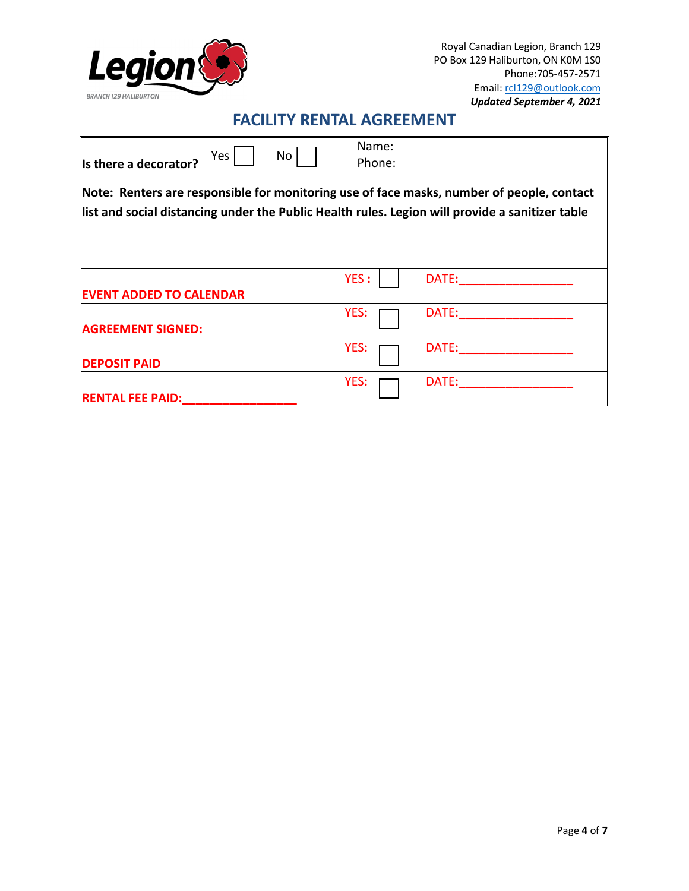Royal Canadian Legion, Branch 129
PO Box 129 Haliburton, ON K0M 1S0
Phone:705-457-2571
Email: rcl129@outlook.com
***Updated September 4, 2021***

## FACILITY RENTAL AGREEMENT

| **Is there a decorator?** Yes ☐ No ☐ | Name: <br> Phone: |
|---|---|
| **Note: Renters are responsible for monitoring use of face masks, number of people, contact list and social distancing under the Public Health rules. Legion will provide a sanitizer table** | |
| **EVENT ADDED TO CALENDAR** | YES : ☐ DATE:________________ |
| **AGREEMENT SIGNED:** | YES: ☐ DATE:________________ |
| **DEPOSIT PAID** | YES: ☐ DATE:________________ |
| **RENTAL FEE PAID:________________** | YES: ☐ DATE:________________ |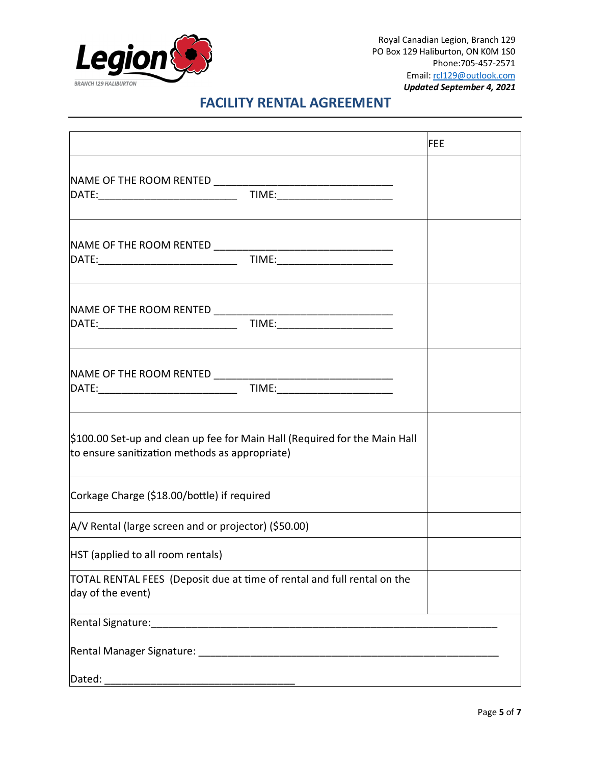Royal Canadian Legion, Branch 129
PO Box 129 Haliburton, ON K0M 1S0
Phone:705-457-2571
Email: rcl129@outlook.com
***Updated September 4, 2021***

# FACILITY RENTAL AGREEMENT

| | FEE |
|---|---|
| NAME OF THE ROOM RENTED ______________________________<br>DATE:_______________________ TIME:___________________ | |
| NAME OF THE ROOM RENTED ______________________________<br>DATE:_______________________ TIME:___________________ | |
| NAME OF THE ROOM RENTED ______________________________<br>DATE:_______________________ TIME:___________________ | |
| NAME OF THE ROOM RENTED ______________________________<br>DATE:_______________________ TIME:___________________ | |
| $100.00 Set-up and clean up fee for Main Hall (Required for the Main Hall to ensure sanitization methods as appropriate) | |
| Corkage Charge ($18.00/bottle) if required | |
| A/V Rental (large screen and or projector) ($50.00) | |
| HST (applied to all room rentals) | |
| TOTAL RENTAL FEES (Deposit due at time of rental and full rental on the day of the event) | |

Rental Signature:________________________________________________________

Rental Manager Signature: _______________________________________________

Dated: ________________________________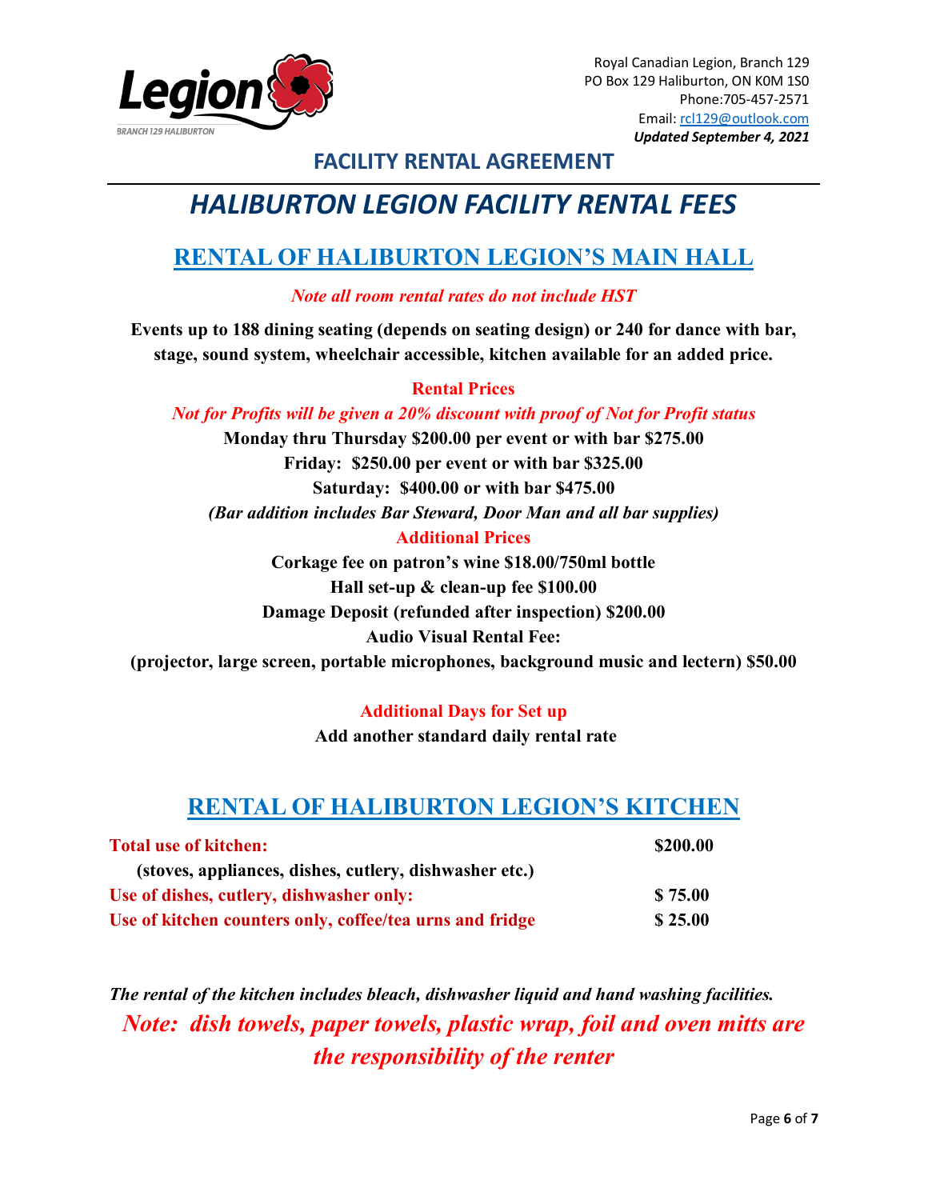Royal Canadian Legion, Branch 129
PO Box 129 Haliburton, ON K0M 1S0
Phone:705-457-2571
Email: rcl129@outlook.com
***Updated September 4, 2021***

## FACILITY RENTAL AGREEMENT

# *HALIBURTON LEGION FACILITY RENTAL FEES*

## RENTAL OF HALIBURTON LEGION'S MAIN HALL

*Note all room rental rates do not include HST*

**Events up to 188 dining seating (depends on seating design) or 240 for dance with bar, stage, sound system, wheelchair accessible, kitchen available for an added price.**

**Rental Prices**

*Not for Profits will be given a 20% discount with proof of Not for Profit status*

**Monday thru Thursday $200.00 per event or with bar $275.00**
**Friday: $250.00 per event or with bar $325.00**
**Saturday: $400.00 or with bar $475.00**
***(Bar addition includes Bar Steward, Door Man and all bar supplies)***

**Additional Prices**

**Corkage fee on patron's wine $18.00/750ml bottle**
**Hall set-up & clean-up fee $100.00**
**Damage Deposit (refunded after inspection) $200.00**
**Audio Visual Rental Fee:**
**(projector, large screen, portable microphones, background music and lectern) $50.00**

**Additional Days for Set up**

**Add another standard daily rental rate**

## RENTAL OF HALIBURTON LEGION'S KITCHEN

| | |
|---|---|
| **Total use of kitchen:** (stoves, appliances, dishes, cutlery, dishwasher etc.) | **$200.00** |
| **Use of dishes, cutlery, dishwasher only:** | **$ 75.00** |
| **Use of kitchen counters only, coffee/tea urns and fridge** | **$ 25.00** |

***The rental of the kitchen includes bleach, dishwasher liquid and hand washing facilities.***

***Note: dish towels, paper towels, plastic wrap, foil and oven mitts are the responsibility of the renter***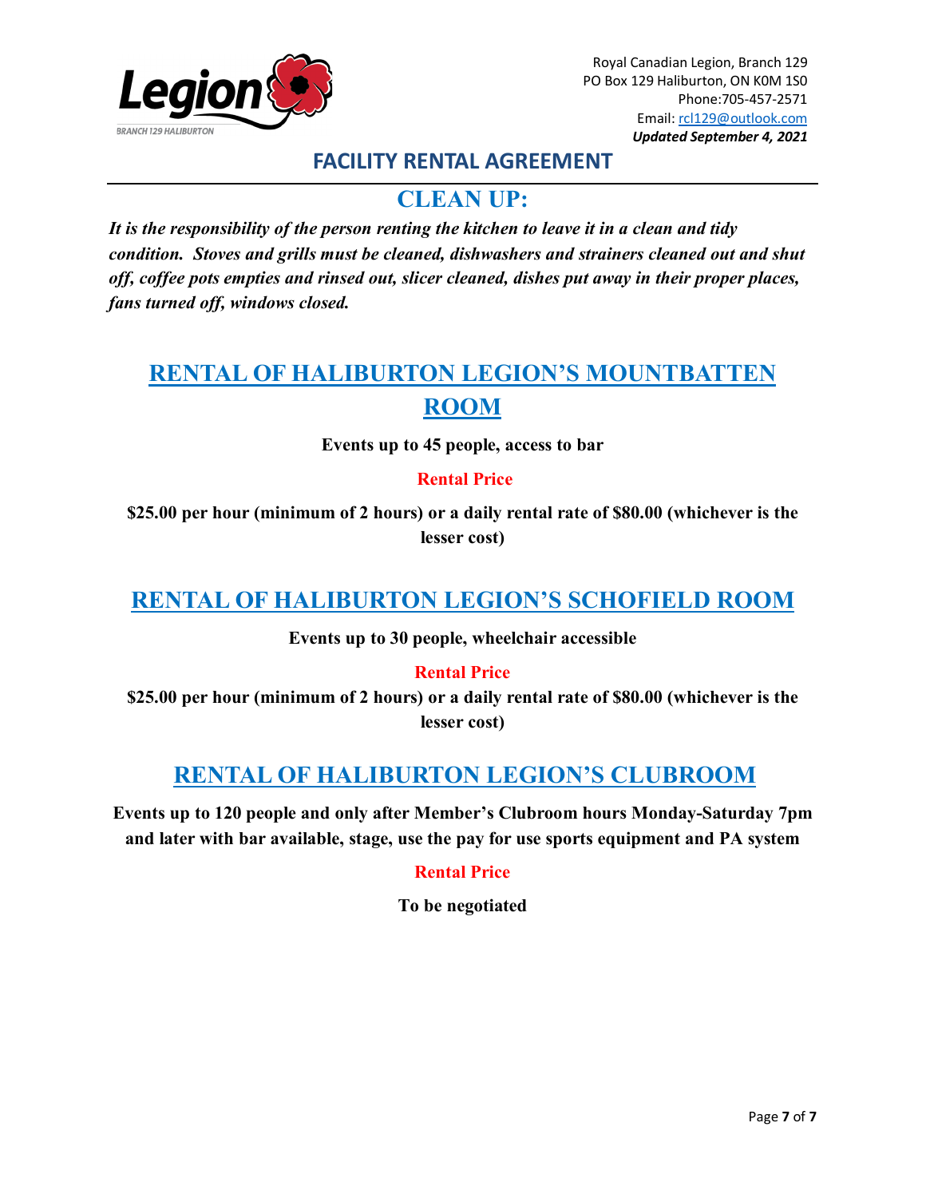Royal Canadian Legion, Branch 129
PO Box 129 Haliburton, ON K0M 1S0
Phone:705-457-2571
Email: rcl129@outlook.com
***Updated September 4, 2021***

# FACILITY RENTAL AGREEMENT

## CLEAN UP:

***It is the responsibility of the person renting the kitchen to leave it in a clean and tidy condition. Stoves and grills must be cleaned, dishwashers and strainers cleaned out and shut off, coffee pots empties and rinsed out, slicer cleaned, dishes put away in their proper places, fans turned off, windows closed.***

## RENTAL OF HALIBURTON LEGION'S MOUNTBATTEN ROOM

**Events up to 45 people, access to bar**

**Rental Price**

**$25.00 per hour (minimum of 2 hours) or a daily rental rate of $80.00 (whichever is the lesser cost)**

## RENTAL OF HALIBURTON LEGION'S SCHOFIELD ROOM

**Events up to 30 people, wheelchair accessible**

**Rental Price**

**$25.00 per hour (minimum of 2 hours) or a daily rental rate of $80.00 (whichever is the lesser cost)**

## RENTAL OF HALIBURTON LEGION'S CLUBROOM

**Events up to 120 people and only after Member's Clubroom hours Monday-Saturday 7pm and later with bar available, stage, use the pay for use sports equipment and PA system**

**Rental Price**

**To be negotiated**